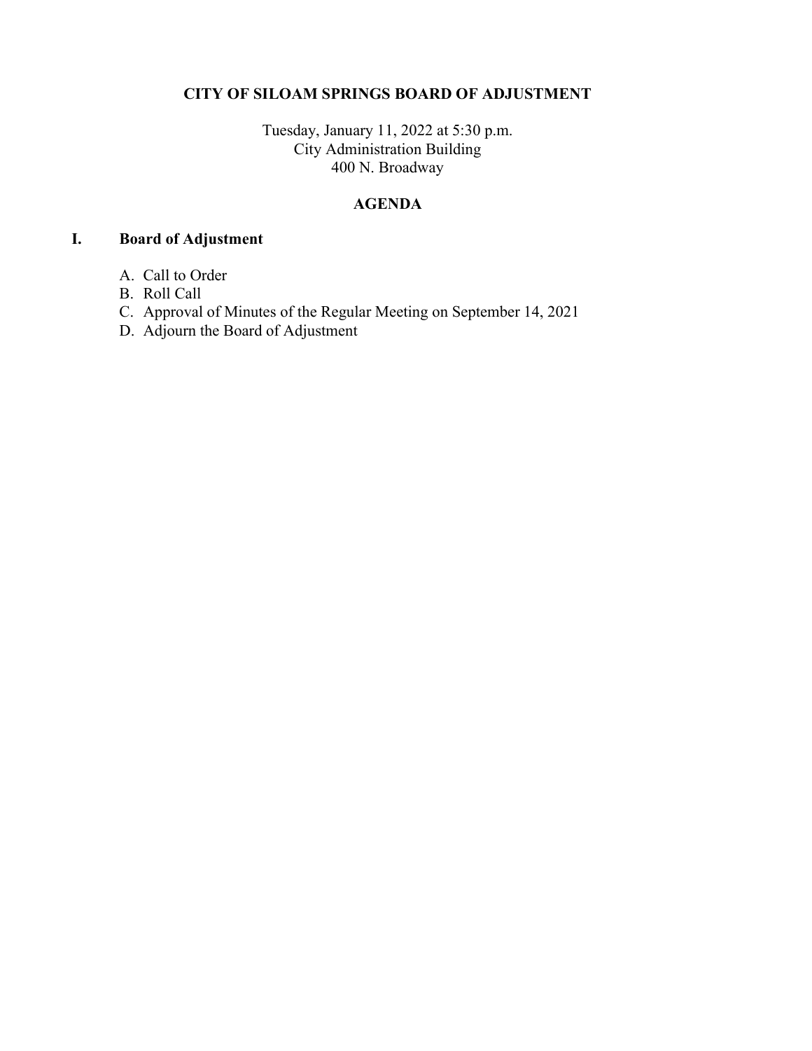# CITY OF SILOAM SPRINGS BOARD OF ADJUSTMENT

Tuesday, January 11, 2022 at 5:30 p.m.
City Administration Building
400 N. Broadway

## AGENDA

## I. Board of Adjustment

A. Call to Order
B. Roll Call
C. Approval of Minutes of the Regular Meeting on September 14, 2021
D. Adjourn the Board of Adjustment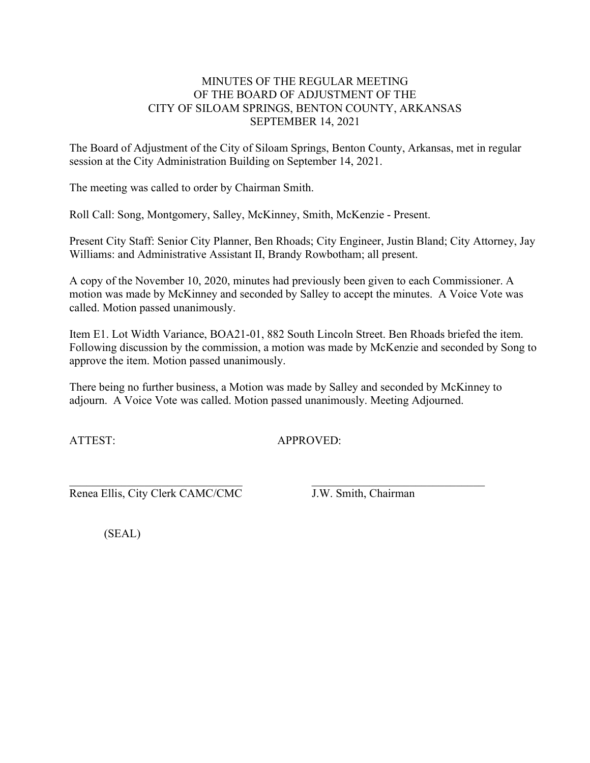# MINUTES OF THE REGULAR MEETING OF THE BOARD OF ADJUSTMENT OF THE CITY OF SILOAM SPRINGS, BENTON COUNTY, ARKANSAS SEPTEMBER 14, 2021

The Board of Adjustment of the City of Siloam Springs, Benton County, Arkansas, met in regular session at the City Administration Building on September 14, 2021.

The meeting was called to order by Chairman Smith.

Roll Call: Song, Montgomery, Salley, McKinney, Smith, McKenzie - Present.

Present City Staff: Senior City Planner, Ben Rhoads; City Engineer, Justin Bland; City Attorney, Jay Williams: and Administrative Assistant II, Brandy Rowbotham; all present.

A copy of the November 10, 2020, minutes had previously been given to each Commissioner. A motion was made by McKinney and seconded by Salley to accept the minutes. A Voice Vote was called. Motion passed unanimously.

Item E1. Lot Width Variance, BOA21-01, 882 South Lincoln Street. Ben Rhoads briefed the item. Following discussion by the commission, a motion was made by McKenzie and seconded by Song to approve the item. Motion passed unanimously.

There being no further business, a Motion was made by Salley and seconded by McKinney to adjourn. A Voice Vote was called. Motion passed unanimously. Meeting Adjourned.

ATTEST: APPROVED:

______________________________ ______________________________

Renea Ellis, City Clerk CAMC/CMC J.W. Smith, Chairman

(SEAL)